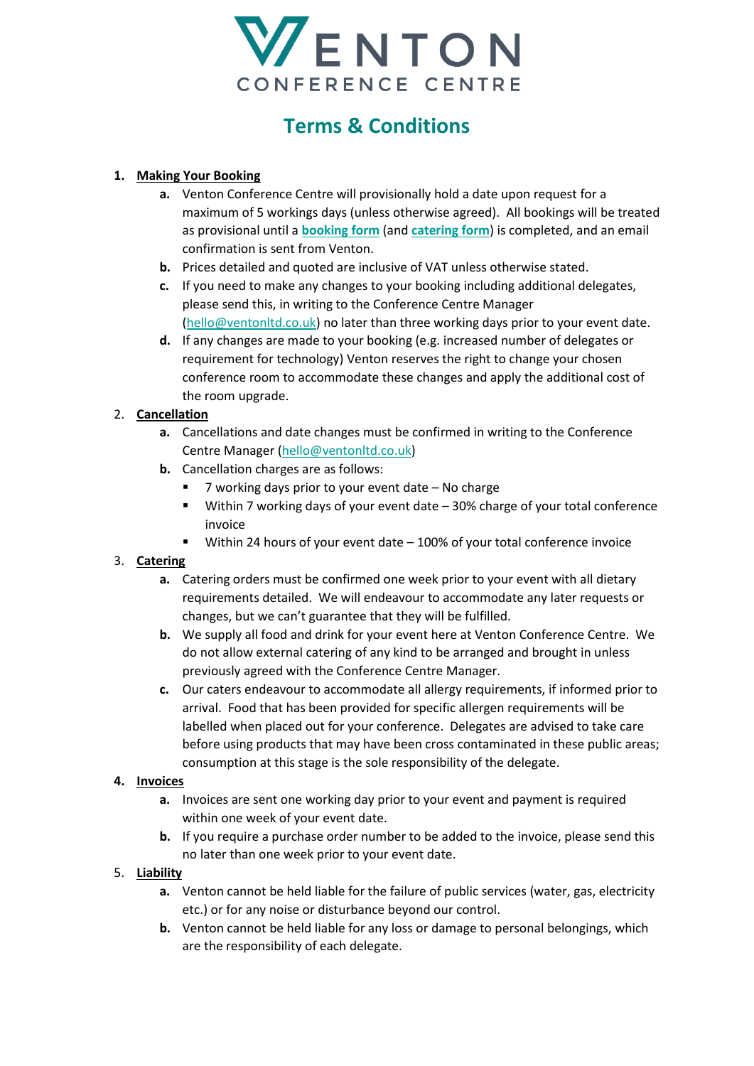# VENTON CONFERENCE CENTRE

## Terms & Conditions

1. **Making Your Booking**
   a. Venton Conference Centre will provisionally hold a date upon request for a maximum of 5 workings days (unless otherwise agreed). All bookings will be treated as provisional until a **booking form** (and **catering form**) is completed, and an email confirmation is sent from Venton.
   b. Prices detailed and quoted are inclusive of VAT unless otherwise stated.
   c. If you need to make any changes to your booking including additional delegates, please send this, in writing to the Conference Centre Manager (hello@ventonltd.co.uk) no later than three working days prior to your event date.
   d. If any changes are made to your booking (e.g. increased number of delegates or requirement for technology) Venton reserves the right to change your chosen conference room to accommodate these changes and apply the additional cost of the room upgrade.
2. **Cancellation**
   a. Cancellations and date changes must be confirmed in writing to the Conference Centre Manager (hello@ventonltd.co.uk)
   b. Cancellation charges are as follows:
      - 7 working days prior to your event date – No charge
      - Within 7 working days of your event date – 30% charge of your total conference invoice
      - Within 24 hours of your event date – 100% of your total conference invoice
3. **Catering**
   a. Catering orders must be confirmed one week prior to your event with all dietary requirements detailed. We will endeavour to accommodate any later requests or changes, but we can't guarantee that they will be fulfilled.
   b. We supply all food and drink for your event here at Venton Conference Centre. We do not allow external catering of any kind to be arranged and brought in unless previously agreed with the Conference Centre Manager.
   c. Our caters endeavour to accommodate all allergy requirements, if informed prior to arrival. Food that has been provided for specific allergen requirements will be labelled when placed out for your conference. Delegates are advised to take care before using products that may have been cross contaminated in these public areas; consumption at this stage is the sole responsibility of the delegate.
4. **Invoices**
   a. Invoices are sent one working day prior to your event and payment is required within one week of your event date.
   b. If you require a purchase order number to be added to the invoice, please send this no later than one week prior to your event date.
5. **Liability**
   a. Venton cannot be held liable for the failure of public services (water, gas, electricity etc.) or for any noise or disturbance beyond our control.
   b. Venton cannot be held liable for any loss or damage to personal belongings, which are the responsibility of each delegate.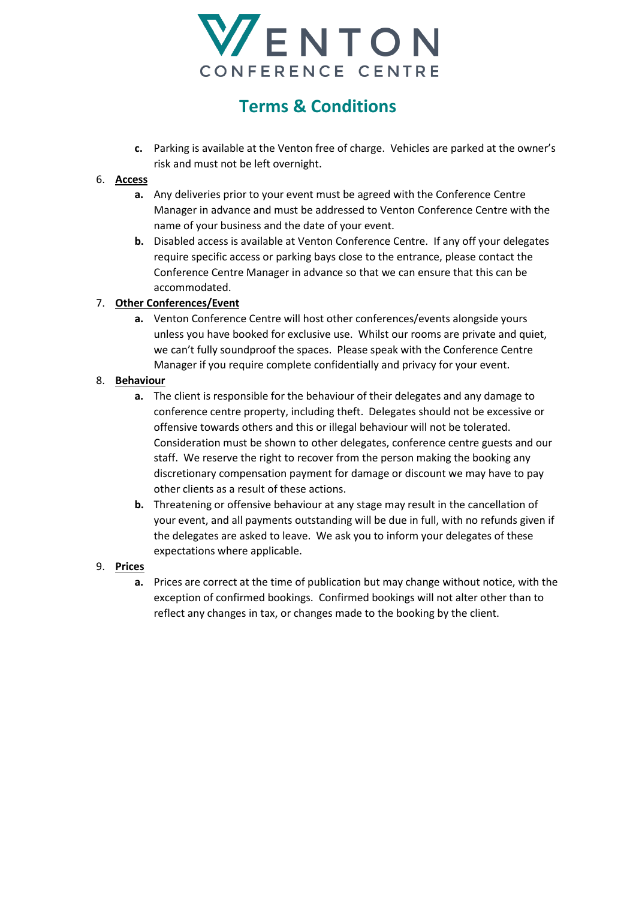# Terms & Conditions

c. Parking is available at the Venton free of charge. Vehicles are parked at the owner's risk and must not be left overnight.

6. **Access**
   a. Any deliveries prior to your event must be agreed with the Conference Centre Manager in advance and must be addressed to Venton Conference Centre with the name of your business and the date of your event.
   b. Disabled access is available at Venton Conference Centre. If any off your delegates require specific access or parking bays close to the entrance, please contact the Conference Centre Manager in advance so that we can ensure that this can be accommodated.
7. **Other Conferences/Event**
   a. Venton Conference Centre will host other conferences/events alongside yours unless you have booked for exclusive use. Whilst our rooms are private and quiet, we can't fully soundproof the spaces. Please speak with the Conference Centre Manager if you require complete confidentially and privacy for your event.
8. **Behaviour**
   a. The client is responsible for the behaviour of their delegates and any damage to conference centre property, including theft. Delegates should not be excessive or offensive towards others and this or illegal behaviour will not be tolerated. Consideration must be shown to other delegates, conference centre guests and our staff. We reserve the right to recover from the person making the booking any discretionary compensation payment for damage or discount we may have to pay other clients as a result of these actions.
   b. Threatening or offensive behaviour at any stage may result in the cancellation of your event, and all payments outstanding will be due in full, with no refunds given if the delegates are asked to leave. We ask you to inform your delegates of these expectations where applicable.
9. **Prices**
   a. Prices are correct at the time of publication but may change without notice, with the exception of confirmed bookings. Confirmed bookings will not alter other than to reflect any changes in tax, or changes made to the booking by the client.